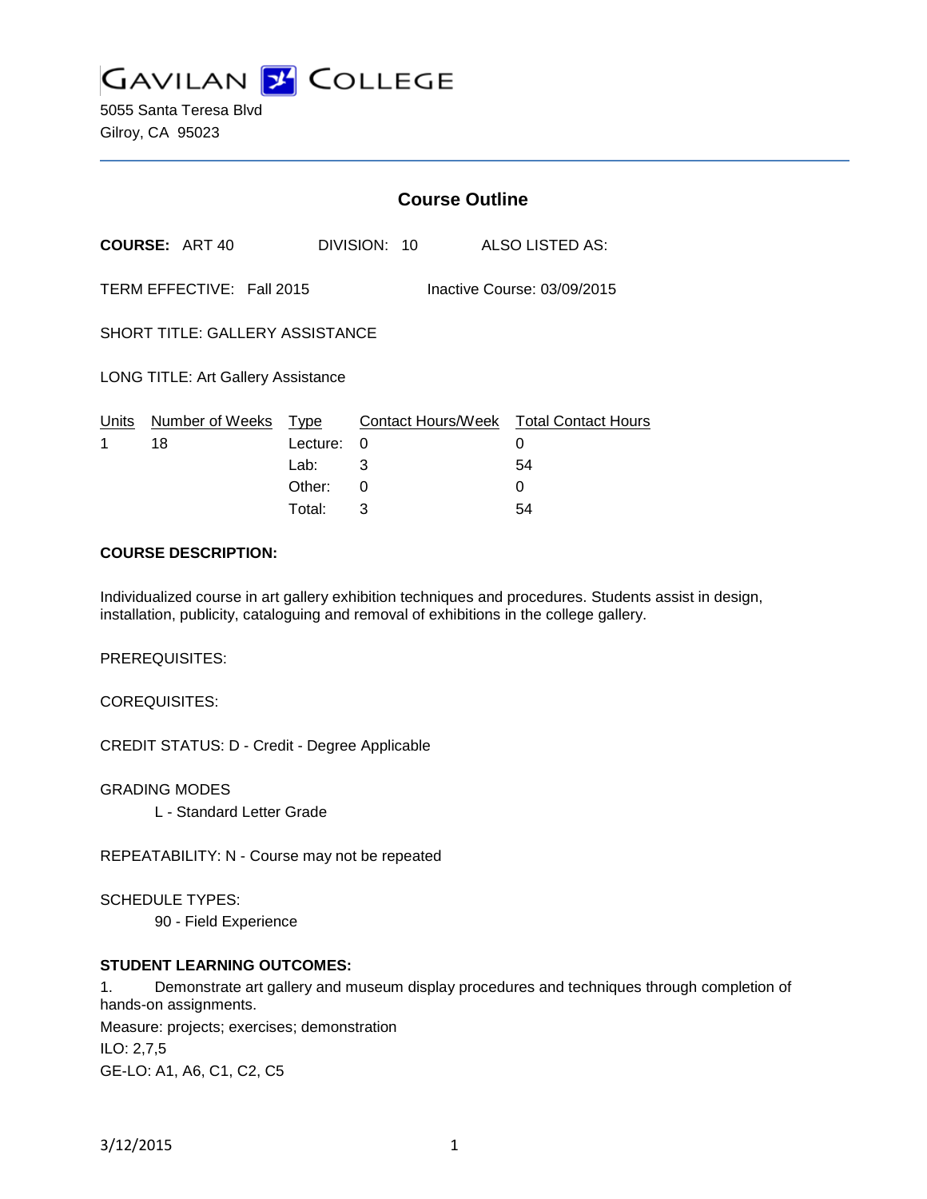# GAVILAN COLLEGE

5055 Santa Teresa Blvd
Gilroy, CA 95023

## Course Outline

**COURSE:** ART 40 DIVISION: 10 ALSO LISTED AS:

TERM EFFECTIVE: Fall 2015 Inactive Course: 03/09/2015

SHORT TITLE: GALLERY ASSISTANCE

LONG TITLE: Art Gallery Assistance

| Units | Number of Weeks | Type | Contact Hours/Week | Total Contact Hours |
|---|---|---|---|---|
| 1 | 18 | Lecture: | 0 | 0 |
| | | Lab: | 3 | 54 |
| | | Other: | 0 | 0 |
| | | Total: | 3 | 54 |

**COURSE DESCRIPTION:**

Individualized course in art gallery exhibition techniques and procedures. Students assist in design, installation, publicity, cataloguing and removal of exhibitions in the college gallery.

PREREQUISITES:

COREQUISITES:

CREDIT STATUS: D - Credit - Degree Applicable

GRADING MODES

L - Standard Letter Grade

REPEATABILITY: N - Course may not be repeated

SCHEDULE TYPES:

90 - Field Experience

**STUDENT LEARNING OUTCOMES:**

1. Demonstrate art gallery and museum display procedures and techniques through completion of hands-on assignments.

Measure: projects; exercises; demonstration

ILO: 2,7,5

GE-LO: A1, A6, C1, C2, C5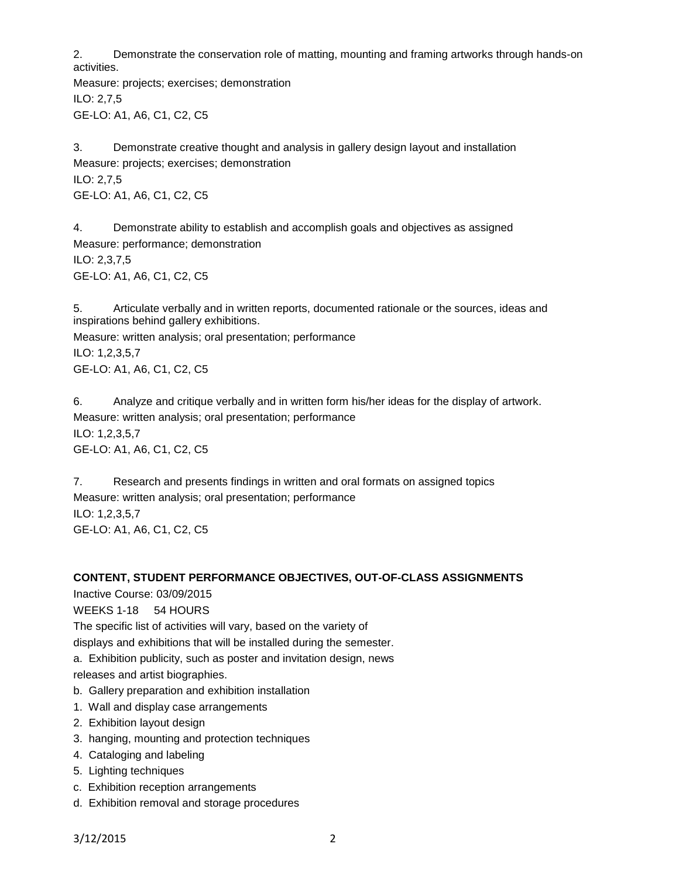2. Demonstrate the conservation role of matting, mounting and framing artworks through hands-on activities.
Measure: projects; exercises; demonstration
ILO: 2,7,5
GE-LO: A1, A6, C1, C2, C5

3. Demonstrate creative thought and analysis in gallery design layout and installation
Measure: projects; exercises; demonstration
ILO: 2,7,5
GE-LO: A1, A6, C1, C2, C5

4. Demonstrate ability to establish and accomplish goals and objectives as assigned
Measure: performance; demonstration
ILO: 2,3,7,5
GE-LO: A1, A6, C1, C2, C5

5. Articulate verbally and in written reports, documented rationale or the sources, ideas and inspirations behind gallery exhibitions.
Measure: written analysis; oral presentation; performance
ILO: 1,2,3,5,7
GE-LO: A1, A6, C1, C2, C5

6. Analyze and critique verbally and in written form his/her ideas for the display of artwork.
Measure: written analysis; oral presentation; performance
ILO: 1,2,3,5,7
GE-LO: A1, A6, C1, C2, C5

7. Research and presents findings in written and oral formats on assigned topics
Measure: written analysis; oral presentation; performance
ILO: 1,2,3,5,7
GE-LO: A1, A6, C1, C2, C5

**CONTENT, STUDENT PERFORMANCE OBJECTIVES, OUT-OF-CLASS ASSIGNMENTS**

Inactive Course: 03/09/2015

WEEKS 1-18 54 HOURS

The specific list of activities will vary, based on the variety of displays and exhibitions that will be installed during the semester.

a. Exhibition publicity, such as poster and invitation design, news releases and artist biographies.

b. Gallery preparation and exhibition installation

1. Wall and display case arrangements
2. Exhibition layout design
3. hanging, mounting and protection techniques
4. Cataloging and labeling
5. Lighting techniques

c. Exhibition reception arrangements

d. Exhibition removal and storage procedures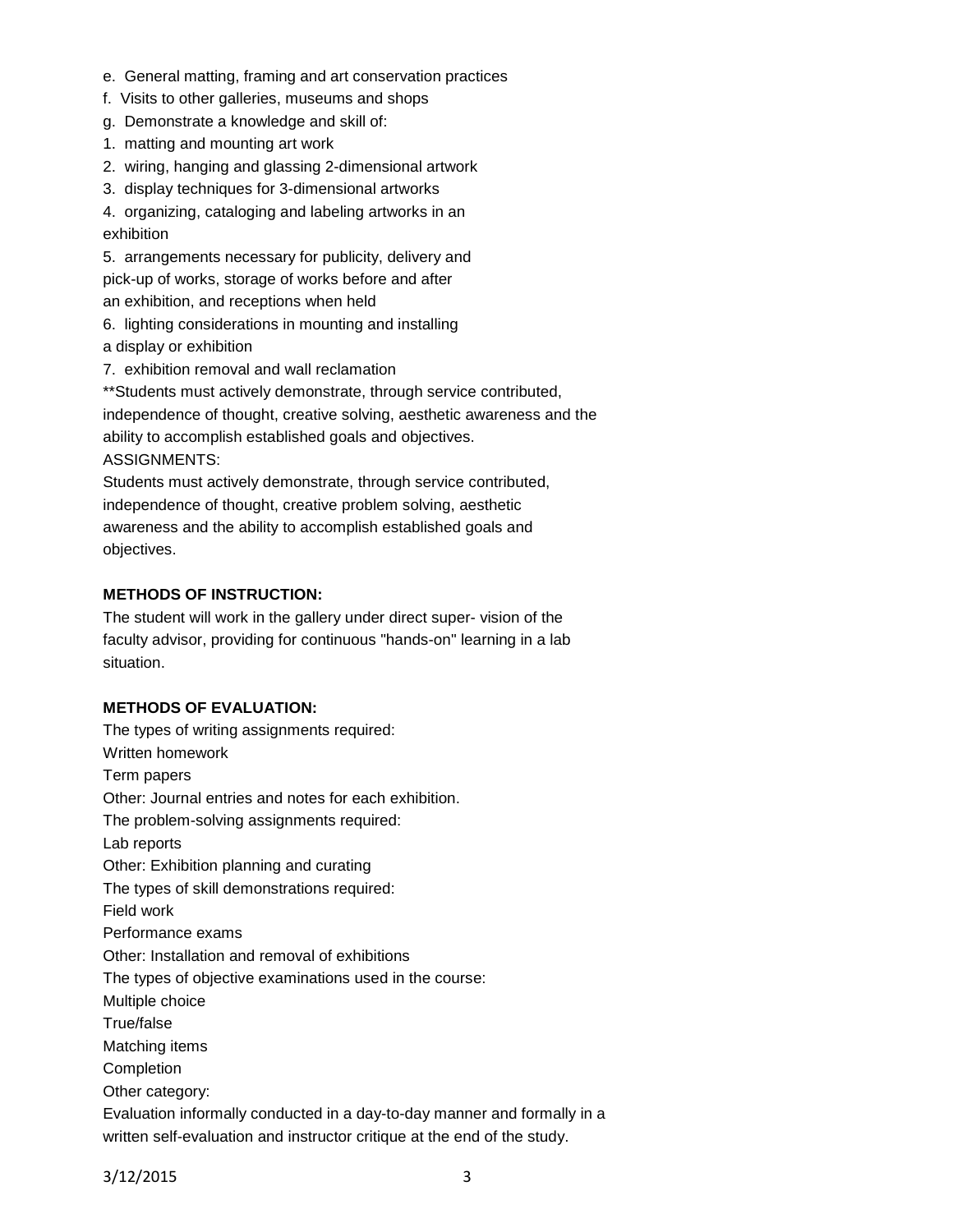e. General matting, framing and art conservation practices

f. Visits to other galleries, museums and shops

g. Demonstrate a knowledge and skill of:

1. matting and mounting art work
2. wiring, hanging and glassing 2-dimensional artwork
3. display techniques for 3-dimensional artworks
4. organizing, cataloging and labeling artworks in an exhibition
5. arrangements necessary for publicity, delivery and pick-up of works, storage of works before and after an exhibition, and receptions when held
6. lighting considerations in mounting and installing a display or exhibition
7. exhibition removal and wall reclamation

**Students must actively demonstrate, through service contributed, independence of thought, creative solving, aesthetic awareness and the ability to accomplish established goals and objectives.

ASSIGNMENTS:

Students must actively demonstrate, through service contributed, independence of thought, creative problem solving, aesthetic awareness and the ability to accomplish established goals and objectives.

**METHODS OF INSTRUCTION:**

The student will work in the gallery under direct super- vision of the faculty advisor, providing for continuous "hands-on" learning in a lab situation.

**METHODS OF EVALUATION:**

The types of writing assignments required:

Written homework

Term papers

Other: Journal entries and notes for each exhibition.

The problem-solving assignments required:

Lab reports

Other: Exhibition planning and curating

The types of skill demonstrations required:

Field work

Performance exams

Other: Installation and removal of exhibitions

The types of objective examinations used in the course:

Multiple choice

True/false

Matching items

Completion

Other category:

Evaluation informally conducted in a day-to-day manner and formally in a written self-evaluation and instructor critique at the end of the study.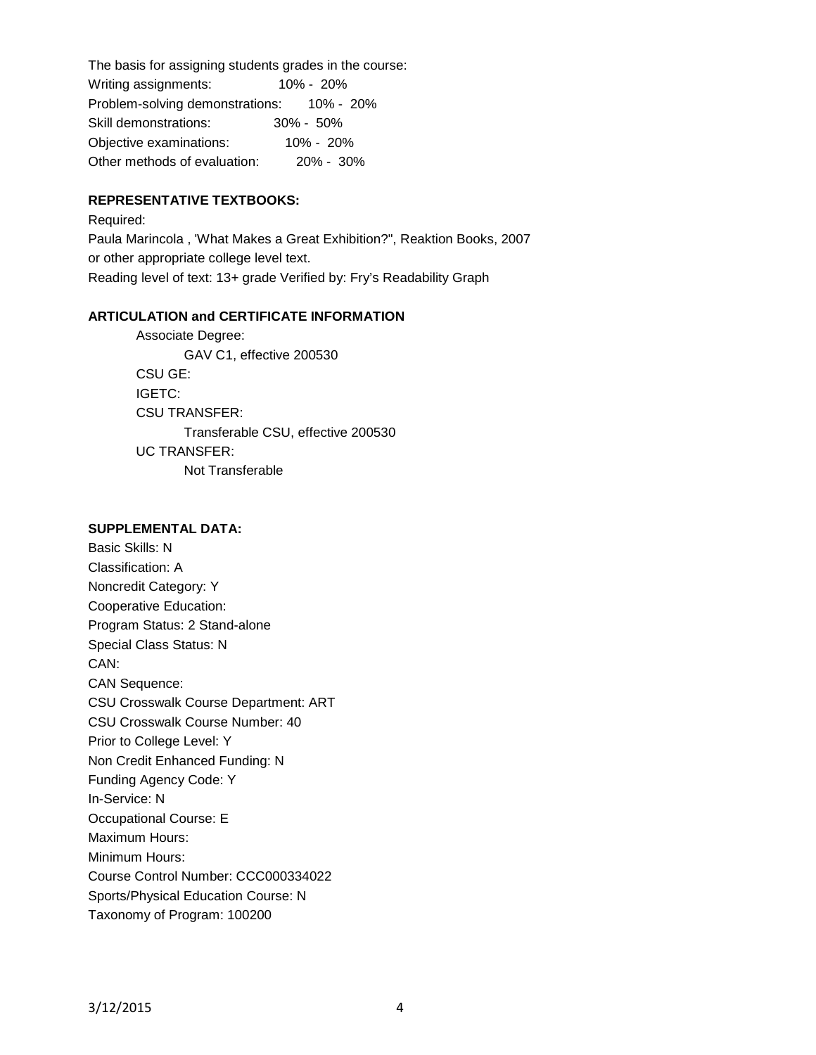The basis for assigning students grades in the course:

| | |
|---|---|
| Writing assignments: | 10% - 20% |
| Problem-solving demonstrations: | 10% - 20% |
| Skill demonstrations: | 30% - 50% |
| Objective examinations: | 10% - 20% |
| Other methods of evaluation: | 20% - 30% |

**REPRESENTATIVE TEXTBOOKS:**

Required:
Paula Marincola , 'What Makes a Great Exhibition?", Reaktion Books, 2007
or other appropriate college level text.
Reading level of text: 13+ grade Verified by: Fry's Readability Graph

**ARTICULATION and CERTIFICATE INFORMATION**

Associate Degree:
GAV C1, effective 200530
CSU GE:
IGETC:
CSU TRANSFER:
Transferable CSU, effective 200530
UC TRANSFER:
Not Transferable

**SUPPLEMENTAL DATA:**

Basic Skills: N
Classification: A
Noncredit Category: Y
Cooperative Education:
Program Status: 2 Stand-alone
Special Class Status: N
CAN:
CAN Sequence:
CSU Crosswalk Course Department: ART
CSU Crosswalk Course Number: 40
Prior to College Level: Y
Non Credit Enhanced Funding: N
Funding Agency Code: Y
In-Service: N
Occupational Course: E
Maximum Hours:
Minimum Hours:
Course Control Number: CCC000334022
Sports/Physical Education Course: N
Taxonomy of Program: 100200